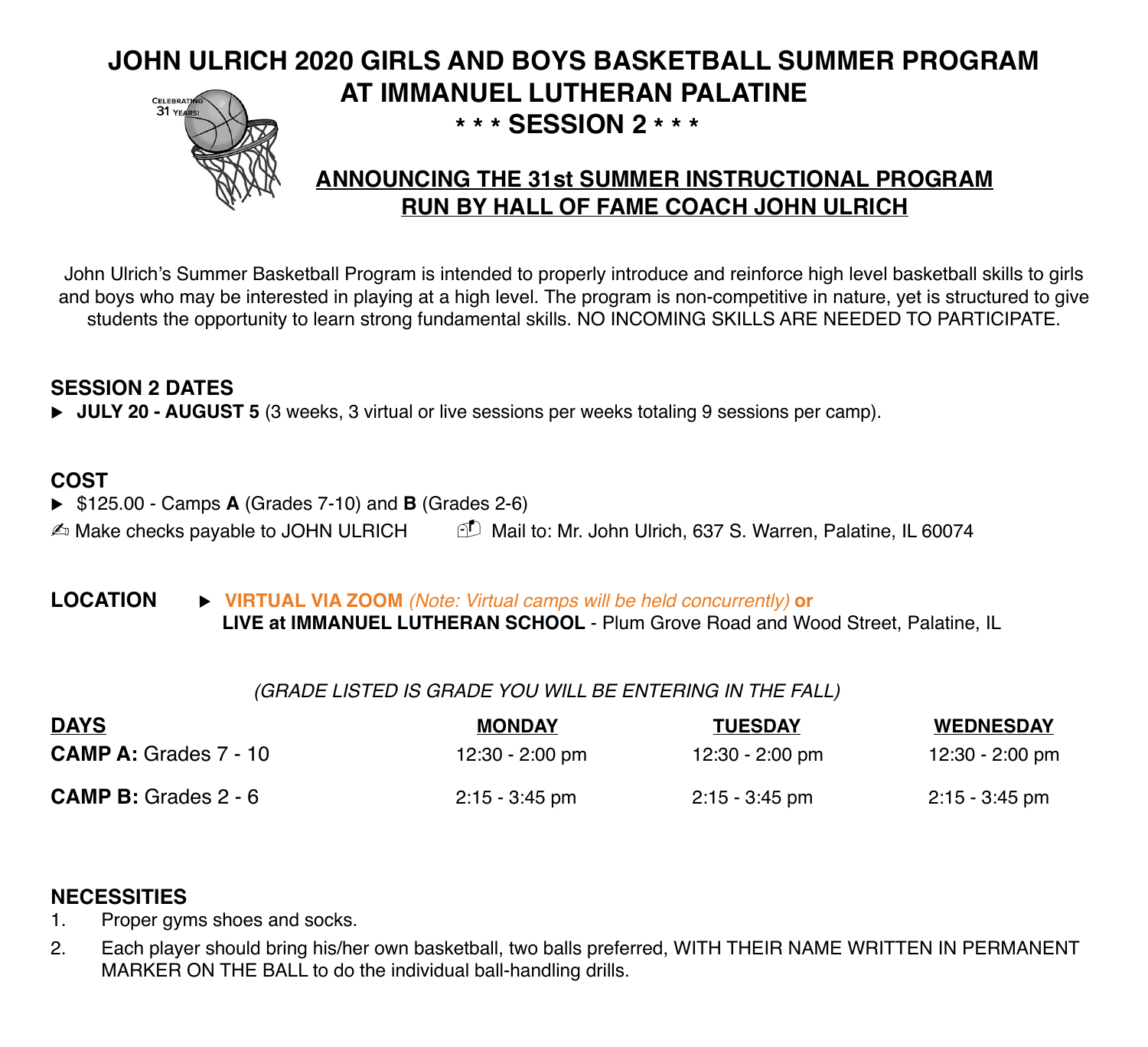# JOHN ULRICH 2020 GIRLS AND BOYS BASKETBALL SUMMER PROGRAM AT IMMANUEL LUTHERAN PALATINE

## * * * SESSION 2 * * *

CELEBRATING 31 YEARS!

## ANNOUNCING THE 31st SUMMER INSTRUCTIONAL PROGRAM RUN BY HALL OF FAME COACH JOHN ULRICH

John Ulrich's Summer Basketball Program is intended to properly introduce and reinforce high level basketball skills to girls and boys who may be interested in playing at a high level. The program is non-competitive in nature, yet is structured to give students the opportunity to learn strong fundamental skills. NO INCOMING SKILLS ARE NEEDED TO PARTICIPATE.

### SESSION 2 DATES

- **JULY 20 - AUGUST 5** (3 weeks, 3 virtual or live sessions per weeks totaling 9 sessions per camp).

### COST

- $125.00 - Camps **A** (Grades 7-10) and **B** (Grades 2-6)

✍ Make checks payable to JOHN ULRICH     Mail to: Mr. John Ulrich, 637 S. Warren, Palatine, IL 60074

### LOCATION

- **VIRTUAL VIA ZOOM** *(Note: Virtual camps will be held concurrently)* **or**
  **LIVE at IMMANUEL LUTHERAN SCHOOL** - Plum Grove Road and Wood Street, Palatine, IL

*(GRADE LISTED IS GRADE YOU WILL BE ENTERING IN THE FALL)*

| DAYS | MONDAY | TUESDAY | WEDNESDAY |
| --- | --- | --- | --- |
| **CAMP A:** Grades 7 - 10 | 12:30 - 2:00 pm | 12:30 - 2:00 pm | 12:30 - 2:00 pm |
| **CAMP B:** Grades 2 - 6 | 2:15 - 3:45 pm | 2:15 - 3:45 pm | 2:15 - 3:45 pm |

### NECESSITIES

1. Proper gyms shoes and socks.
2. Each player should bring his/her own basketball, two balls preferred, WITH THEIR NAME WRITTEN IN PERMANENT MARKER ON THE BALL to do the individual ball-handling drills.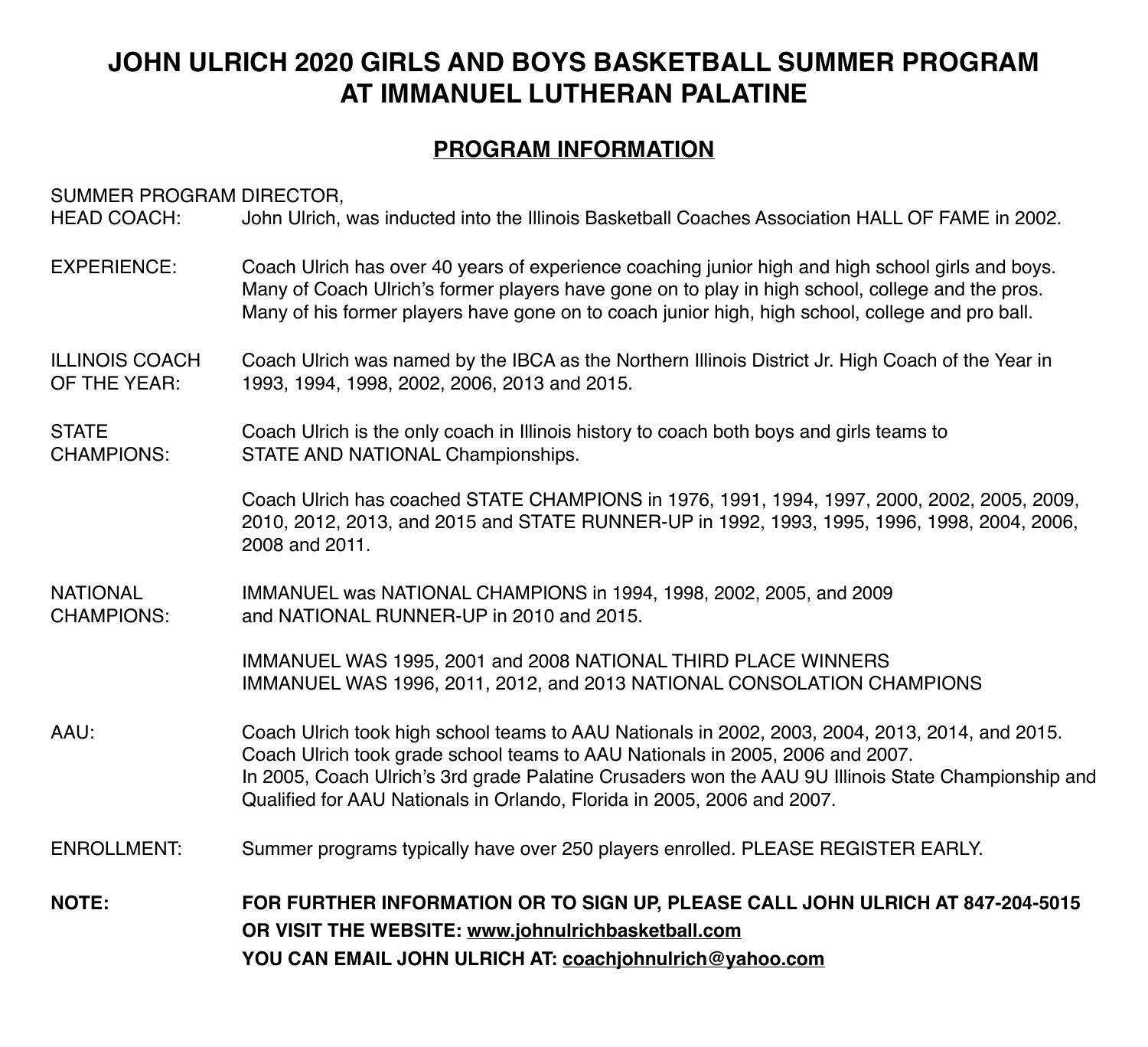# JOHN ULRICH 2020 GIRLS AND BOYS BASKETBALL SUMMER PROGRAM AT IMMANUEL LUTHERAN PALATINE

## PROGRAM INFORMATION

SUMMER PROGRAM DIRECTOR,
HEAD COACH: John Ulrich, was inducted into the Illinois Basketball Coaches Association HALL OF FAME in 2002.

EXPERIENCE: Coach Ulrich has over 40 years of experience coaching junior high and high school girls and boys. Many of Coach Ulrich's former players have gone on to play in high school, college and the pros. Many of his former players have gone on to coach junior high, high school, college and pro ball.

ILLINOIS COACH OF THE YEAR: Coach Ulrich was named by the IBCA as the Northern Illinois District Jr. High Coach of the Year in 1993, 1994, 1998, 2002, 2006, 2013 and 2015.

STATE CHAMPIONS: Coach Ulrich is the only coach in Illinois history to coach both boys and girls teams to STATE AND NATIONAL Championships.

Coach Ulrich has coached STATE CHAMPIONS in 1976, 1991, 1994, 1997, 2000, 2002, 2005, 2009, 2010, 2012, 2013, and 2015 and STATE RUNNER-UP in 1992, 1993, 1995, 1996, 1998, 2004, 2006, 2008 and 2011.

NATIONAL CHAMPIONS: IMMANUEL was NATIONAL CHAMPIONS in 1994, 1998, 2002, 2005, and 2009 and NATIONAL RUNNER-UP in 2010 and 2015.

IMMANUEL WAS 1995, 2001 and 2008 NATIONAL THIRD PLACE WINNERS
IMMANUEL WAS 1996, 2011, 2012, and 2013 NATIONAL CONSOLATION CHAMPIONS

AAU: Coach Ulrich took high school teams to AAU Nationals in 2002, 2003, 2004, 2013, 2014, and 2015. Coach Ulrich took grade school teams to AAU Nationals in 2005, 2006 and 2007. In 2005, Coach Ulrich's 3rd grade Palatine Crusaders won the AAU 9U Illinois State Championship and Qualified for AAU Nationals in Orlando, Florida in 2005, 2006 and 2007.

ENROLLMENT: Summer programs typically have over 250 players enrolled. PLEASE REGISTER EARLY.

**NOTE: FOR FURTHER INFORMATION OR TO SIGN UP, PLEASE CALL JOHN ULRICH AT 847-204-5015**
**OR VISIT THE WEBSITE: www.johnulrichbasketball.com**
**YOU CAN EMAIL JOHN ULRICH AT: coachjohnulrich@yahoo.com**